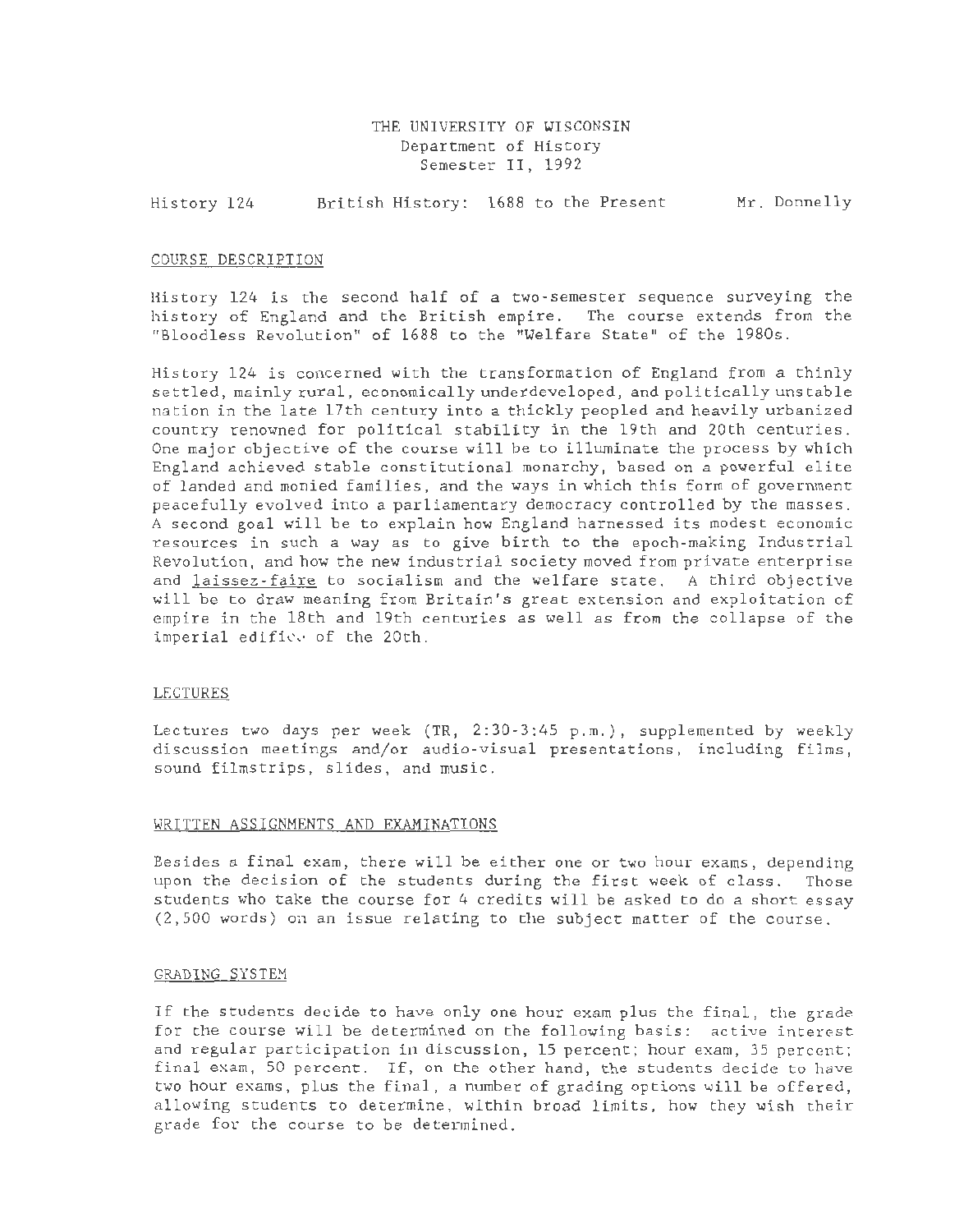THE UNIVERSITY OF WISCONSIN
Department of History
Semester II, 1992

History 124 British History: 1688 to the Present Mr. Donnelly

## COURSE DESCRIPTION

History 124 is the second half of a two-semester sequence surveying the history of England and the British empire. The course extends from the "Bloodless Revolution" of 1688 to the "Welfare State" of the 1980s.

History 124 is concerned with the transformation of England from a thinly settled, mainly rural, economically underdeveloped, and politically unstable nation in the late 17th century into a thickly peopled and heavily urbanized country renowned for political stability in the 19th and 20th centuries. One major objective of the course will be to illuminate the process by which England achieved stable constitutional monarchy, based on a powerful elite of landed and monied families, and the ways in which this form of government peacefully evolved into a parliamentary democracy controlled by the masses. A second goal will be to explain how England harnessed its modest economic resources in such a way as to give birth to the epoch-making Industrial Revolution, and how the new industrial society moved from private enterprise and *laissez-faire* to socialism and the welfare state. A third objective will be to draw meaning from Britain's great extension and exploitation of empire in the 18th and 19th centuries as well as from the collapse of the imperial edifice of the 20th.

## LECTURES

Lectures two days per week (TR, 2:30-3:45 p.m.), supplemented by weekly discussion meetings and/or audio-visual presentations, including films, sound filmstrips, slides, and music.

## WRITTEN ASSIGNMENTS AND EXAMINATIONS

Besides a final exam, there will be either one or two hour exams, depending upon the decision of the students during the first week of class. Those students who take the course for 4 credits will be asked to do a short essay (2,500 words) on an issue relating to the subject matter of the course.

## GRADING SYSTEM

If the students decide to have only one hour exam plus the final, the grade for the course will be determined on the following basis: active interest and regular participation in discussion, 15 percent; hour exam, 35 percent; final exam, 50 percent. If, on the other hand, the students decide to have two hour exams, plus the final, a number of grading options will be offered, allowing students to determine, within broad limits, how they wish their grade for the course to be determined.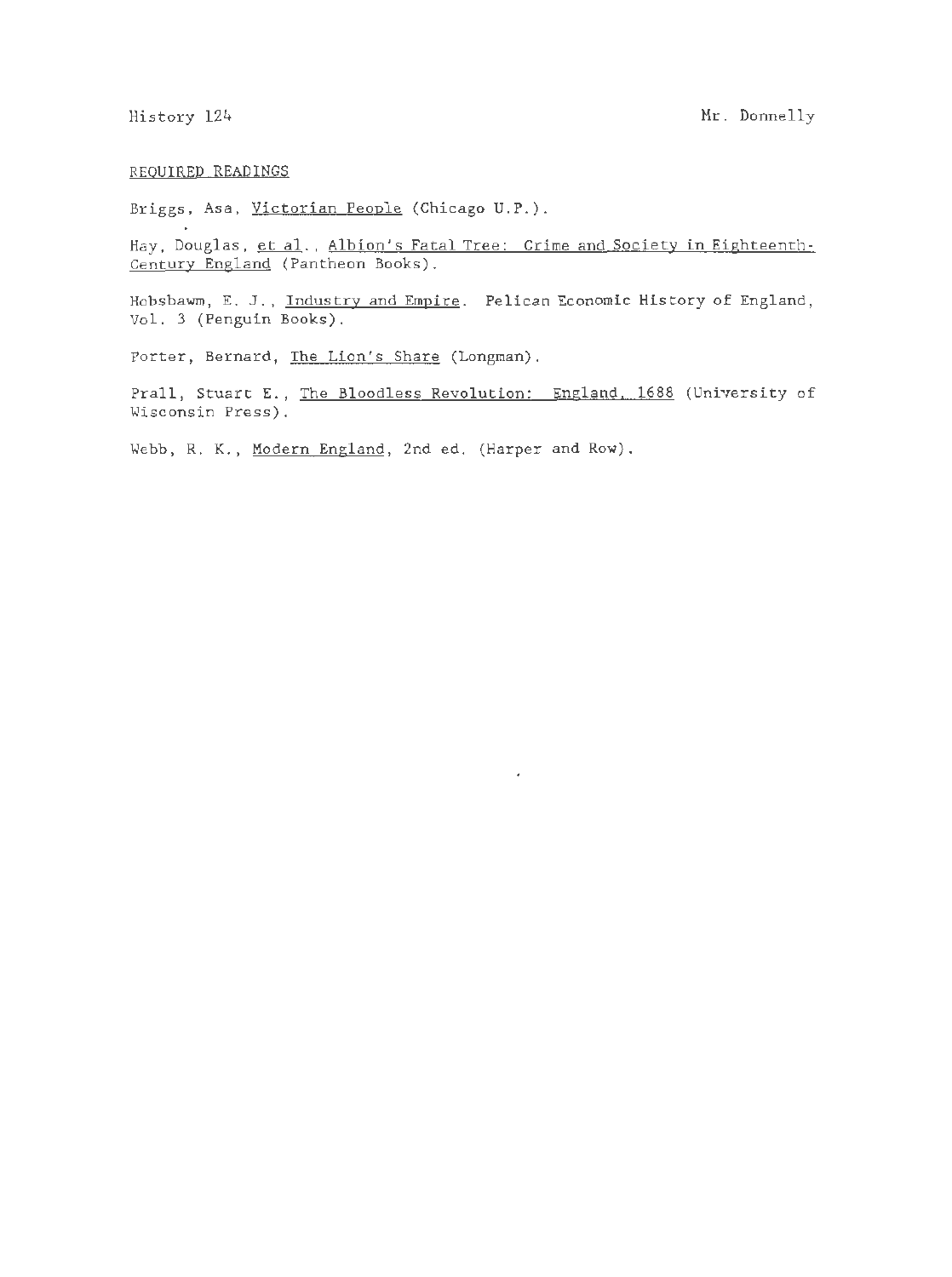History 124 Mr. Donnelly

REQUIRED READINGS

Briggs, Asa, Victorian People (Chicago U.P.).

Hay, Douglas, et al., Albion's Fatal Tree: Crime and Society in Eighteenth-Century England (Pantheon Books).

Hobsbawm, E. J., Industry and Empire. Pelican Economic History of England, Vol. 3 (Penguin Books).

Porter, Bernard, The Lion's Share (Longman).

Prall, Stuart E., The Bloodless Revolution: England, 1688 (University of Wisconsin Press).

Webb, R. K., Modern England, 2nd ed. (Harper and Row).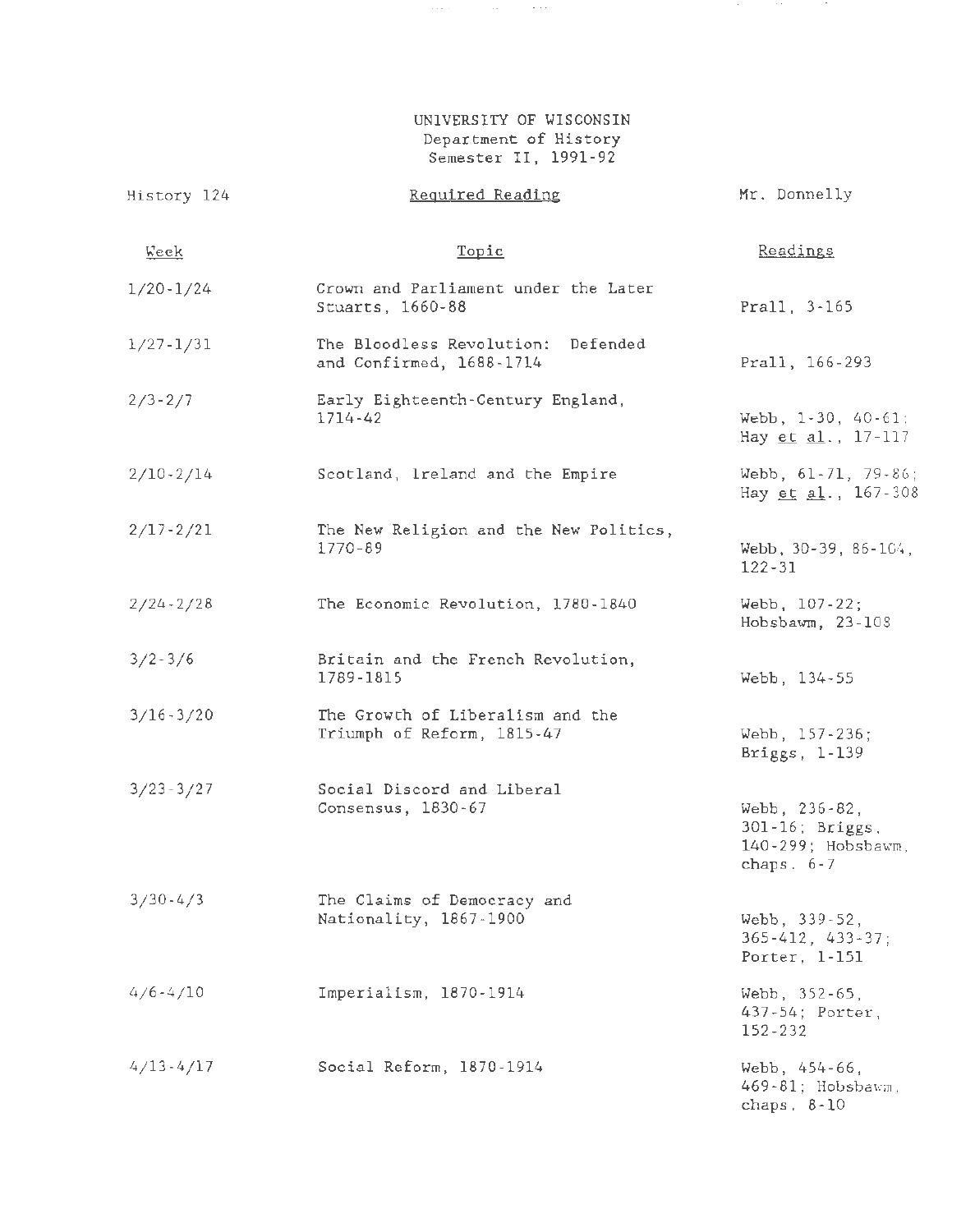UNIVERSITY OF WISCONSIN
Department of History
Semester II, 1991-92

History 124 | Required Reading | Mr. Donnelly

| Week | Topic | Readings |
|---|---|---|
| 1/20-1/24 | Crown and Parliament under the Later Stuarts, 1660-88 | Prall, 3-165 |
| 1/27-1/31 | The Bloodless Revolution: Defended and Confirmed, 1688-1714 | Prall, 166-293 |
| 2/3-2/7 | Early Eighteenth-Century England, 1714-42 | Webb, 1-30, 40-61; Hay et al., 17-117 |
| 2/10-2/14 | Scotland, Ireland and the Empire | Webb, 61-71, 79-86; Hay et al., 167-308 |
| 2/17-2/21 | The New Religion and the New Politics, 1770-89 | Webb, 30-39, 86-104, 122-31 |
| 2/24-2/28 | The Economic Revolution, 1780-1840 | Webb, 107-22; Hobsbawm, 23-108 |
| 3/2-3/6 | Britain and the French Revolution, 1789-1815 | Webb, 134-55 |
| 3/16-3/20 | The Growth of Liberalism and the Triumph of Reform, 1815-47 | Webb, 157-236; Briggs, 1-139 |
| 3/23-3/27 | Social Discord and Liberal Consensus, 1830-67 | Webb, 236-82, 301-16; Briggs, 140-299; Hobsbawm, chaps. 6-7 |
| 3/30-4/3 | The Claims of Democracy and Nationality, 1867-1900 | Webb, 339-52, 365-412, 433-37; Porter, 1-151 |
| 4/6-4/10 | Imperialism, 1870-1914 | Webb, 352-65, 437-54; Porter, 152-232 |
| 4/13-4/17 | Social Reform, 1870-1914 | Webb, 454-66, 469-81; Hobsbawm, chaps. 8-10 |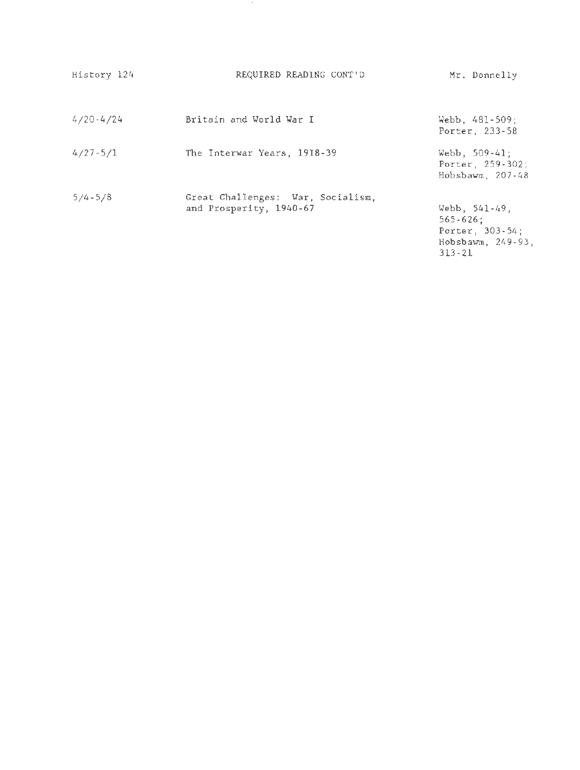History 124 — REQUIRED READING CONT'D — Mr. Donnelly

| | | |
|---|---|---|
| 4/20-4/24 | Britain and World War I | Webb, 481-509; Porter, 233-58 |
| 4/27-5/1 | The Interwar Years, 1918-39 | Webb, 509-41; Porter, 259-302; Hobsbawm, 207-48 |
| 5/4-5/8 | Great Challenges: War, Socialism, and Prosperity, 1940-67 | Webb, 541-49, 565-626; Porter, 303-54; Hobsbawm, 249-93, 313-21 |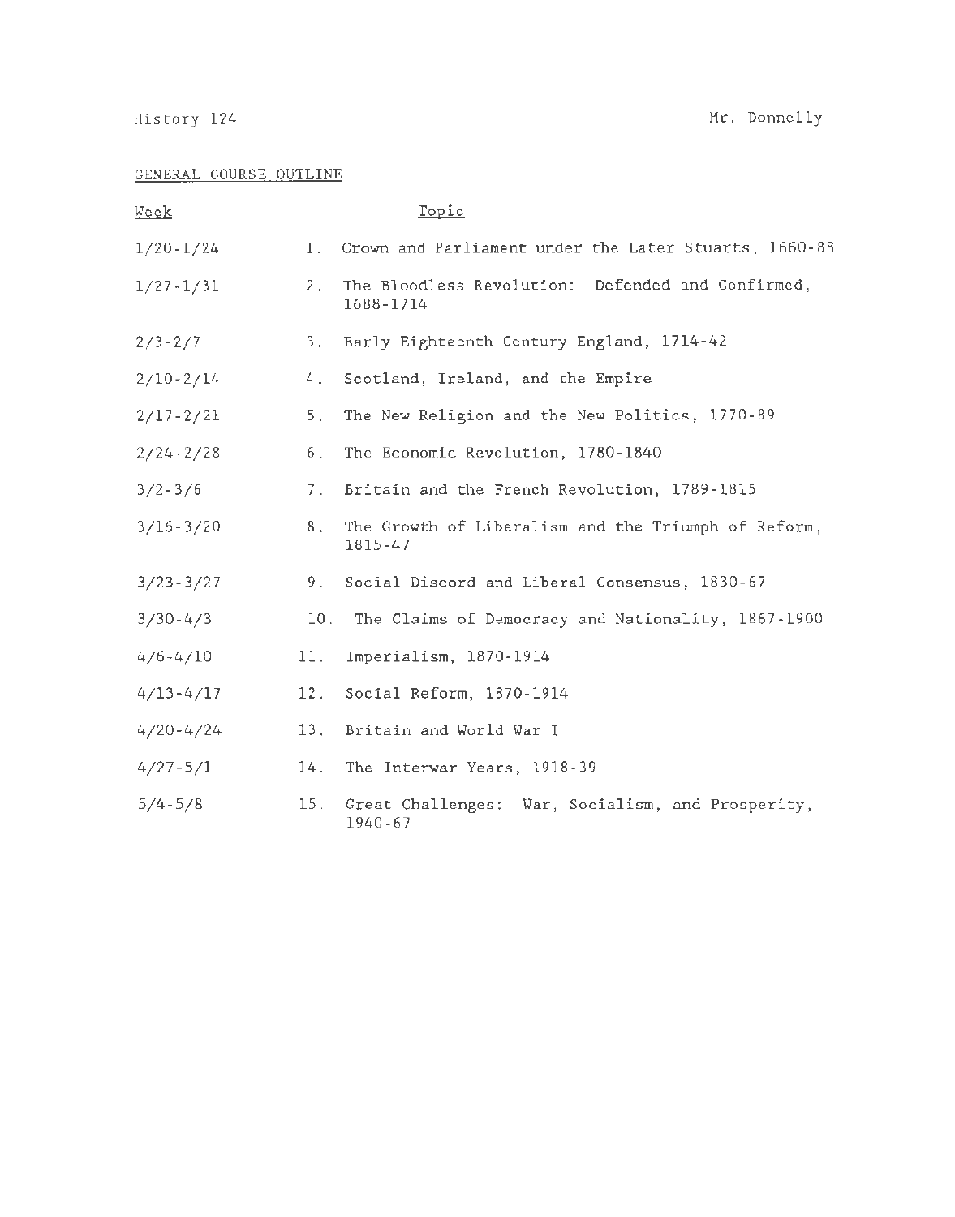History 124 Mr. Donnelly

GENERAL COURSE OUTLINE

| Week | Topic |
| --- | --- |
| 1/20-1/24 | 1. Crown and Parliament under the Later Stuarts, 1660-88 |
| 1/27-1/31 | 2. The Bloodless Revolution: Defended and Confirmed, 1688-1714 |
| 2/3-2/7 | 3. Early Eighteenth-Century England, 1714-42 |
| 2/10-2/14 | 4. Scotland, Ireland, and the Empire |
| 2/17-2/21 | 5. The New Religion and the New Politics, 1770-89 |
| 2/24-2/28 | 6. The Economic Revolution, 1780-1840 |
| 3/2-3/6 | 7. Britain and the French Revolution, 1789-1815 |
| 3/16-3/20 | 8. The Growth of Liberalism and the Triumph of Reform, 1815-47 |
| 3/23-3/27 | 9. Social Discord and Liberal Consensus, 1830-67 |
| 3/30-4/3 | 10. The Claims of Democracy and Nationality, 1867-1900 |
| 4/6-4/10 | 11. Imperialism, 1870-1914 |
| 4/13-4/17 | 12. Social Reform, 1870-1914 |
| 4/20-4/24 | 13. Britain and World War I |
| 4/27-5/1 | 14. The Interwar Years, 1918-39 |
| 5/4-5/8 | 15. Great Challenges: War, Socialism, and Prosperity, 1940-67 |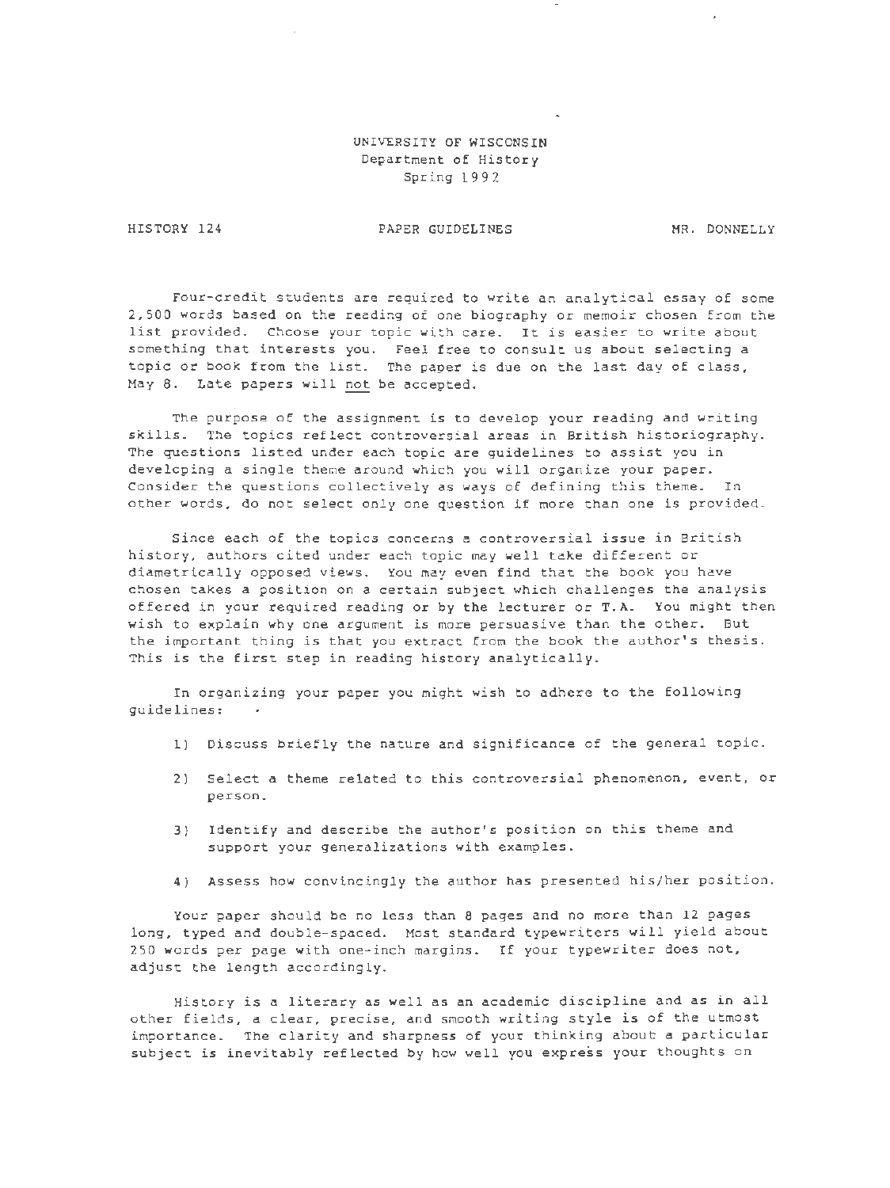UNIVERSITY OF WISCONSIN
Department of History
Spring 1992

HISTORY 124 PAPER GUIDELINES MR. DONNELLY

Four-credit students are required to write an analytical essay of some 2,500 words based on the reading of one biography or memoir chosen from the list provided. Choose your topic with care. It is easier to write about something that interests you. Feel free to consult us about selecting a topic or book from the list. The paper is due on the last day of class, May 8. Late papers will not be accepted.

The purpose of the assignment is to develop your reading and writing skills. The topics reflect controversial areas in British historiography. The questions listed under each topic are guidelines to assist you in developing a single theme around which you will organize your paper. Consider the questions collectively as ways of defining this theme. In other words, do not select only one question if more than one is provided.

Since each of the topics concerns a controversial issue in British history, authors cited under each topic may well take different or diametrically opposed views. You may even find that the book you have chosen takes a position on a certain subject which challenges the analysis offered in your required reading or by the lecturer or T.A. You might then wish to explain why one argument is more persuasive than the other. But the important thing is that you extract from the book the author's thesis. This is the first step in reading history analytically.

In organizing your paper you might wish to adhere to the following guidelines:

1) Discuss briefly the nature and significance of the general topic.

2) Select a theme related to this controversial phenomenon, event, or person.

3) Identify and describe the author's position on this theme and support your generalizations with examples.

4) Assess how convincingly the author has presented his/her position.

Your paper should be no less than 8 pages and no more than 12 pages long, typed and double-spaced. Most standard typewriters will yield about 250 words per page with one-inch margins. If your typewriter does not, adjust the length accordingly.

History is a literary as well as an academic discipline and as in all other fields, a clear, precise, and smooth writing style is of the utmost importance. The clarity and sharpness of your thinking about a particular subject is inevitably reflected by how well you express your thoughts on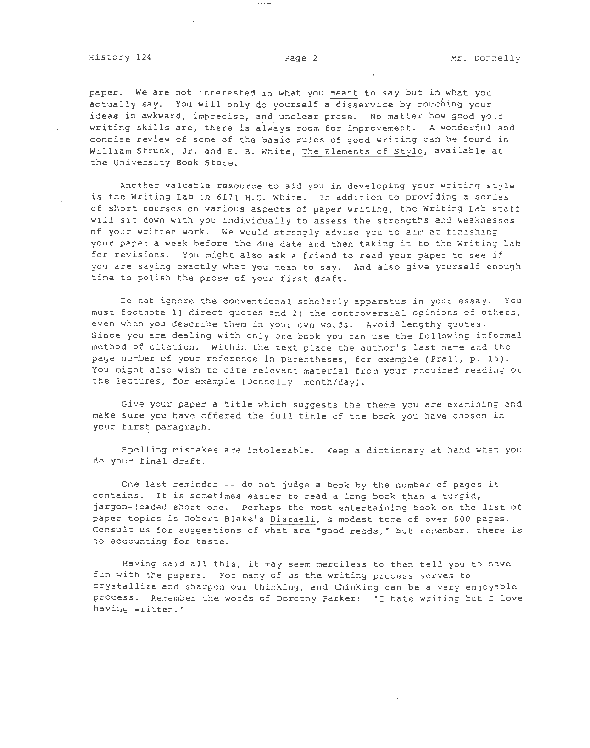paper. We are not interested in what you meant to say but in what you actually say. You will only do yourself a disservice by couching your ideas in awkward, imprecise, and unclear prose. No matter how good your writing skills are, there is always room for improvement. A wonderful and concise review of some of the basic rules of good writing can be found in William Strunk, Jr. and E. B. White, The Elements of Style, available at the University Book Store.

Another valuable resource to aid you in developing your writing style is the Writing Lab in 6171 H.C. White. In addition to providing a series of short courses on various aspects of paper writing, the Writing Lab staff will sit down with you individually to assess the strengths and weaknesses of your written work. We would strongly advise you to aim at finishing your paper a week before the due date and then taking it to the Writing Lab for revisions. You might also ask a friend to read your paper to see if you are saying exactly what you mean to say. And also give yourself enough time to polish the prose of your first draft.

Do not ignore the conventional scholarly apparatus in your essay. You must footnote 1) direct quotes and 2) the controversial opinions of others, even when you describe them in your own words. Avoid lengthy quotes. Since you are dealing with only one book you can use the following informal method of citation. Within the text place the author's last name and the page number of your reference in parentheses, for example (Prall, p. 15). You might also wish to cite relevant material from your required reading or the lectures, for example (Donnelly, month/day).

Give your paper a title which suggests the theme you are examining and make sure you have offered the full title of the book you have chosen in your first paragraph.

Spelling mistakes are intolerable. Keep a dictionary at hand when you do your final draft.

One last reminder -- do not judge a book by the number of pages it contains. It is sometimes easier to read a long book than a turgid, jargon-loaded short one. Perhaps the most entertaining book on the list of paper topics is Robert Blake's Disraeli, a modest tome of over 600 pages. Consult us for suggestions of what are "good reads," but remember, there is no accounting for taste.

Having said all this, it may seem merciless to then tell you to have fun with the papers. For many of us the writing process serves to crystallize and sharpen our thinking, and thinking can be a very enjoyable process. Remember the words of Dorothy Parker: "I hate writing but I love having written."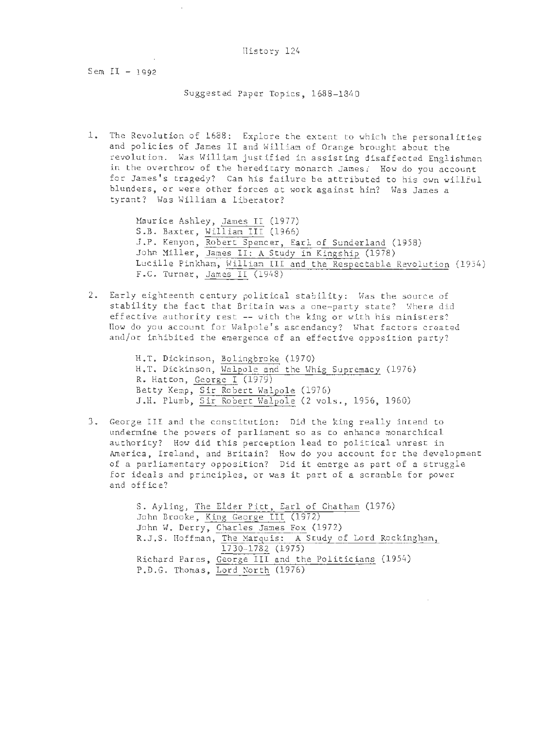History 124

Sem II - 1992

Suggested Paper Topics, 1688-1840

1. The Revolution of 1688: Explore the extent to which the personalities and policies of James II and William of Orange brought about the revolution. Was William justified in assisting disaffected Englishmen in the overthrow of the hereditary monarch James? How do you account for James's tragedy? Can his failure be attributed to his own willful blunders, or were other forces at work against him? Was James a tyrant? Was William a liberator?

   Maurice Ashley, James II (1977)
   S.B. Baxter, William III (1966)
   J.P. Kenyon, Robert Spencer, Earl of Sunderland (1958)
   John Miller, James II: A Study in Kingship (1978)
   Lucille Pinkham, William III and the Respectable Revolution (1954)
   F.C. Turner, James II (1948)

2. Early eighteenth century political stability: Was the source of stability the fact that Britain was a one-party state? Where did effective authority rest -- with the king or with his ministers? How do you account for Walpole's ascendancy? What factors created and/or inhibited the emergence of an effective opposition party?

   H.T. Dickinson, Bolingbroke (1970)
   H.T. Dickinson, Walpole and the Whig Supremacy (1976)
   R. Hatton, George I (1979)
   Betty Kemp, Sir Robert Walpole (1976)
   J.H. Plumb, Sir Robert Walpole (2 vols., 1956, 1960)

3. George III and the constitution: Did the king really intend to undermine the powers of parliament so as to enhance monarchical authority? How did this perception lead to political unrest in America, Ireland, and Britain? How do you account for the development of a parliamentary opposition? Did it emerge as part of a struggle for ideals and principles, or was it part of a scramble for power and office?

   S. Ayling, The Elder Pitt, Earl of Chatham (1976)
   John Brooke, King George III (1972)
   John W. Derry, Charles James Fox (1972)
   R.J.S. Hoffman, The Marquis: A Study of Lord Rockingham, 1730-1782 (1975)
   Richard Pares, George III and the Politicians (1954)
   P.D.G. Thomas, Lord North (1976)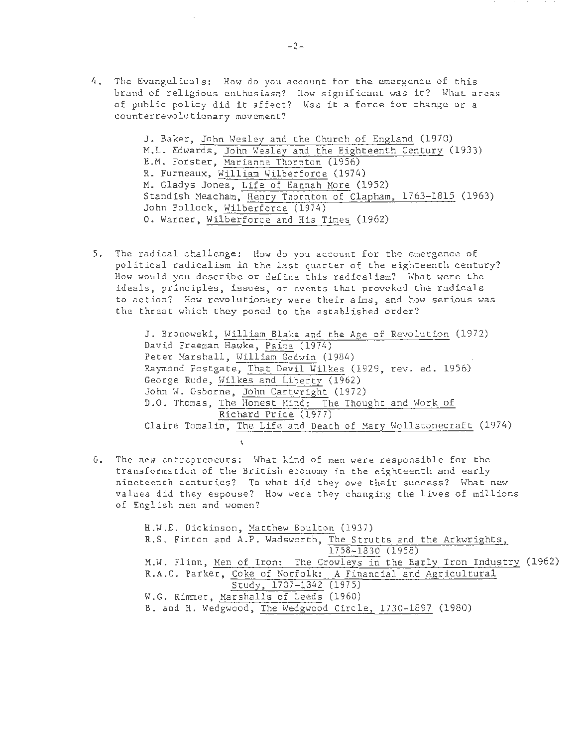4. The Evangelicals: How do you account for the emergence of this brand of religious enthusiasm? How significant was it? What areas of public policy did it affect? Was it a force for change or a counterrevolutionary movement?

   J. Baker, John Wesley and the Church of England (1970)
   M.L. Edwards, John Wesley and the Eighteenth Century (1933)
   E.M. Forster, Marianne Thornton (1956)
   R. Furneaux, William Wilberforce (1974)
   M. Gladys Jones, Life of Hannah More (1952)
   Standish Meacham, Henry Thornton of Clapham, 1763-1815 (1963)
   John Pollock, Wilberforce (1974)
   O. Warner, Wilberforce and His Times (1962)

5. The radical challenge: How do you account for the emergence of political radicalism in the last quarter of the eighteenth century? How would you describe or define this radicalism? What were the ideals, principles, issues, or events that provoked the radicals to action? How revolutionary were their aims, and how serious was the threat which they posed to the established order?

   J. Bronowski, William Blake and the Age of Revolution (1972)
   David Freeman Hawke, Paine (1974)
   Peter Marshall, William Godwin (1984)
   Raymond Postgate, That Devil Wilkes (1929, rev. ed. 1956)
   George Rude, Wilkes and Liberty (1962)
   John W. Osborne, John Cartwright (1972)
   D.O. Thomas, The Honest Mind: The Thought and Work of Richard Price (1977)
   Claire Tomalin, The Life and Death of Mary Wollstonecraft (1974)

6. The new entrepreneurs: What kind of men were responsible for the transformation of the British economy in the eighteenth and early nineteenth centuries? To what did they owe their success? What new values did they espouse? How were they changing the lives of millions of English men and women?

   H.W.E. Dickinson, Matthew Boulton (1937)
   R.S. Finton and A.P. Wadsworth, The Strutts and the Arkwrights, 1758-1830 (1958)
   M.W. Flinn, Men of Iron: The Crowleys in the Early Iron Industry (1962)
   R.A.C. Parker, Coke of Norfolk: A Financial and Agricultural Study, 1707-1842 (1975)
   W.G. Rimmer, Marshalls of Leeds (1960)
   B. and H. Wedgwood, The Wedgwood Circle, 1730-1897 (1980)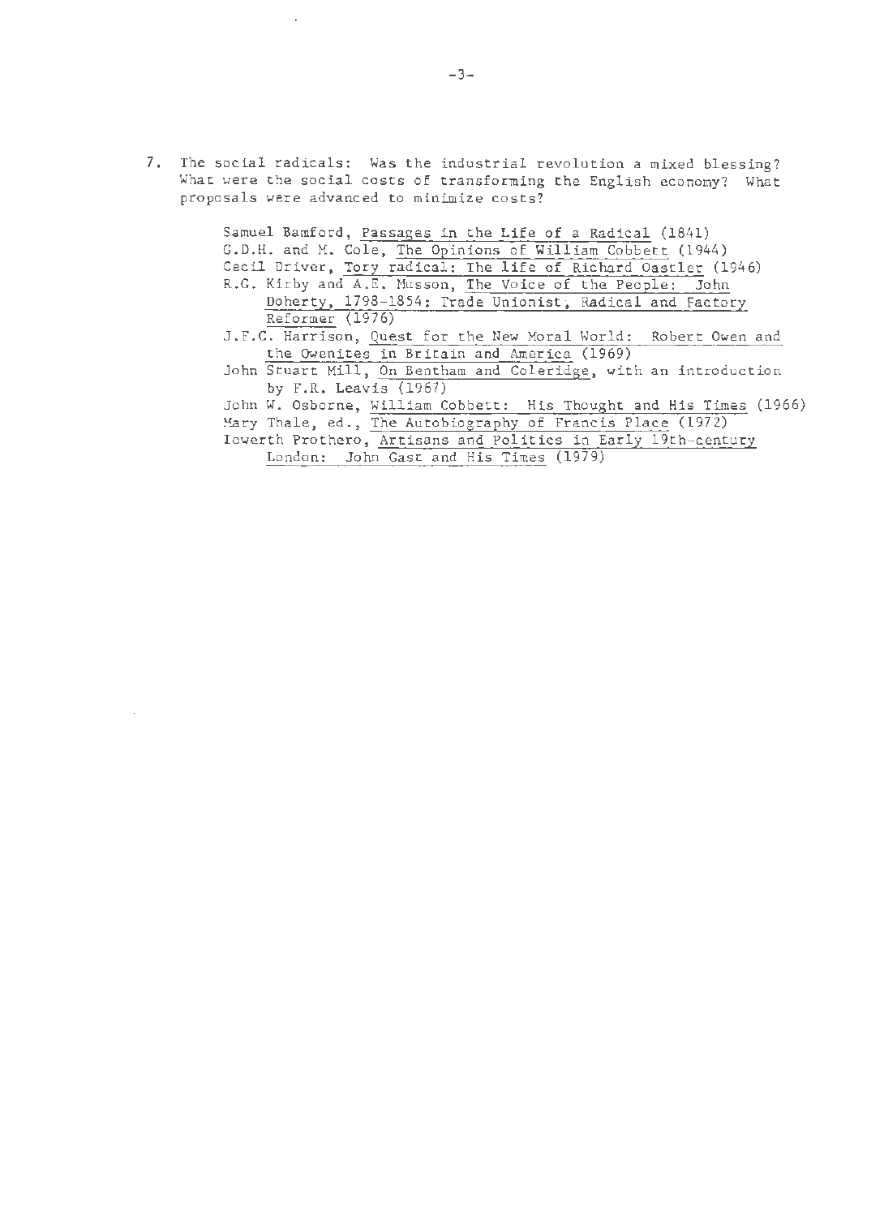7. The social radicals: Was the industrial revolution a mixed blessing? What were the social costs of transforming the English economy? What proposals were advanced to minimize costs?

   Samuel Bamford, Passages in the Life of a Radical (1841)
   G.D.H. and M. Cole, The Opinions of William Cobbett (1944)
   Cecil Driver, Tory radical: The life of Richard Oastler (1946)
   R.G. Kirby and A.E. Musson, The Voice of the People: John Doherty, 1798-1854: Trade Unionist, Radical and Factory Reformer (1976)
   J.F.C. Harrison, Quest for the New Moral World: Robert Owen and the Owenites in Britain and America (1969)
   John Stuart Mill, On Bentham and Coleridge, with an introduction by F.R. Leavis (1967)
   John W. Osborne, William Cobbett: His Thought and His Times (1966)
   Mary Thale, ed., The Autobiography of Francis Place (1972)
   Iowerth Prothero, Artisans and Politics in Early 19th-century London: John Gast and His Times (1979)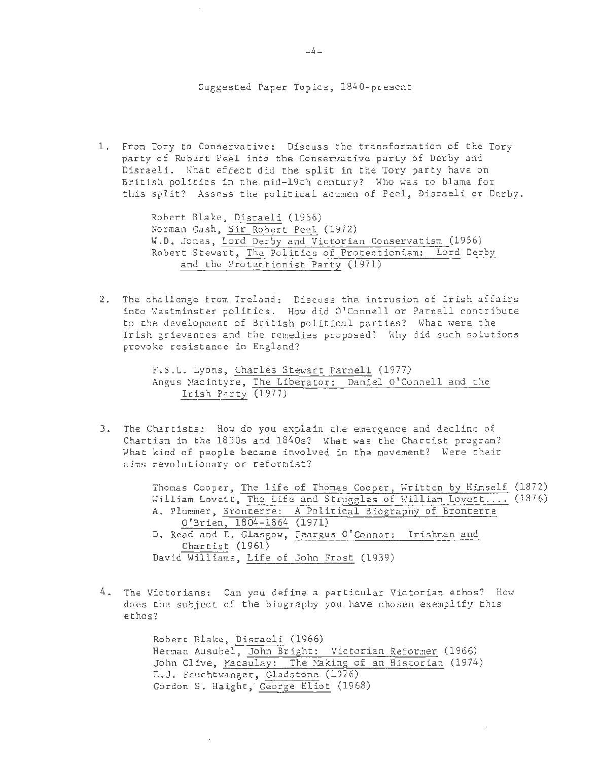## Suggested Paper Topics, 1840-present

1. From Tory to Conservative: Discuss the transformation of the Tory party of Robert Peel into the Conservative party of Derby and Disraeli. What effect did the split in the Tory party have on British politics in the mid-19th century? Who was to blame for this split? Assess the political acumen of Peel, Disraeli or Derby.

   Robert Blake, Disraeli (1966)
   Norman Gash, Sir Robert Peel (1972)
   W.D. Jones, Lord Derby and Victorian Conservatism (1956)
   Robert Stewart, The Politics of Protectionism: Lord Derby and the Protectionist Party (1971)

2. The challenge from Ireland: Discuss the intrusion of Irish affairs into Westminster politics. How did O'Connell or Parnell contribute to the development of British political parties? What were the Irish grievances and the remedies proposed? Why did such solutions provoke resistance in England?

   F.S.L. Lyons, Charles Stewart Parnell (1977)
   Angus Macintyre, The Liberator: Daniel O'Connell and the Irish Party (1977)

3. The Chartists: How do you explain the emergence and decline of Chartism in the 1830s and 1840s? What was the Chartist program? What kind of people became involved in the movement? Were their aims revolutionary or reformist?

   Thomas Cooper, The Life of Thomas Cooper, Written by Himself (1872)
   William Lovett, The Life and Struggles of William Lovett.... (1876)
   A. Plummer, Bronterre: A Political Biography of Bronterre O'Brien, 1804-1864 (1971)
   D. Read and E. Glasgow, Feargus O'Connor: Irishman and Chartist (1961)
   David Williams, Life of John Frost (1939)

4. The Victorians: Can you define a particular Victorian ethos? How does the subject of the biography you have chosen exemplify this ethos?

   Robert Blake, Disraeli (1966)
   Herman Ausubel, John Bright: Victorian Reformer (1966)
   John Clive, Macaulay: The Making of an Historian (1974)
   E.J. Feuchtwanger, Gladstone (1976)
   Gordon S. Haight, George Eliot (1968)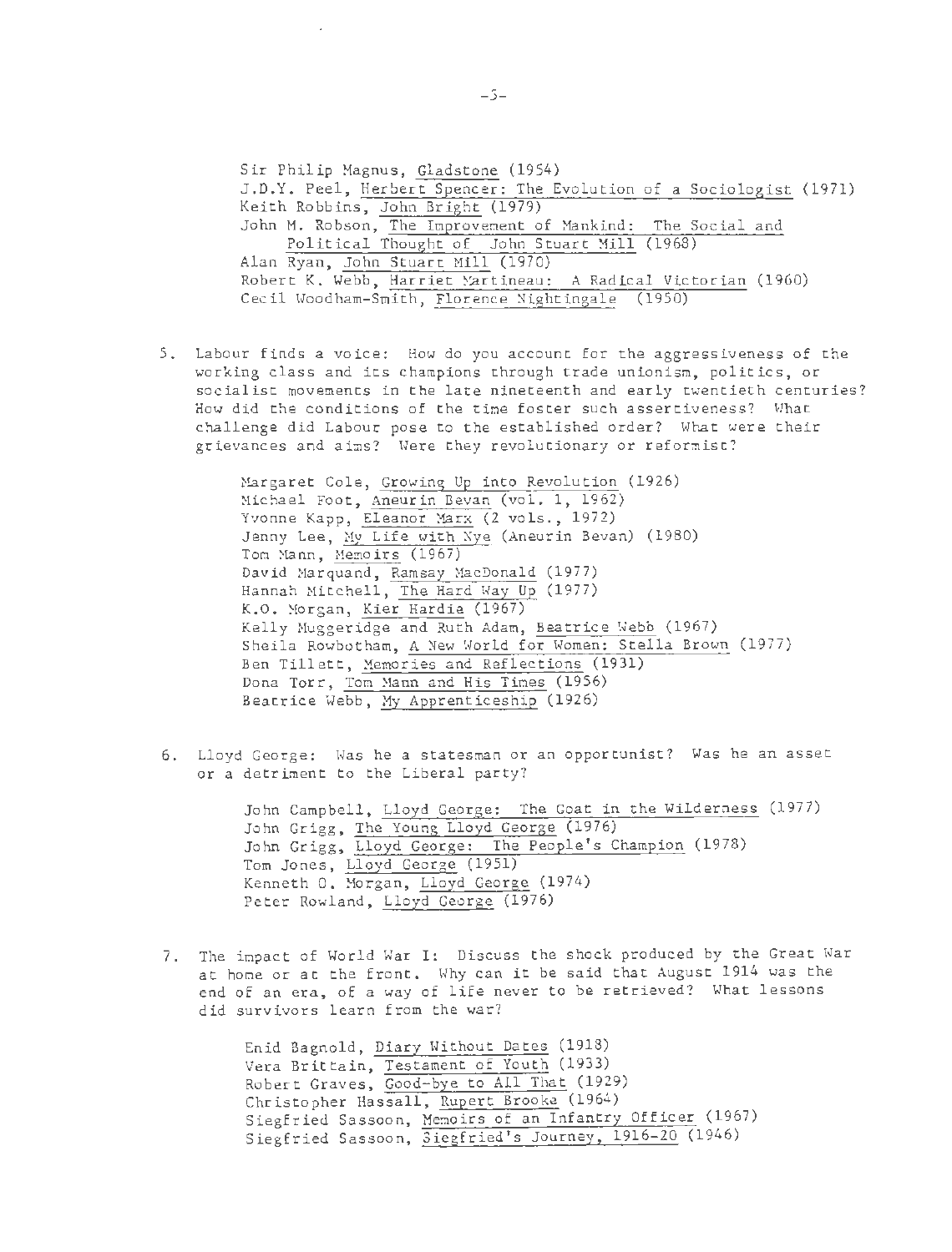Sir Philip Magnus, Gladstone (1954)
J.D.Y. Peel, Herbert Spencer: The Evolution of a Sociologist (1971)
Keith Robbins, John Bright (1979)
John M. Robson, The Improvement of Mankind: The Social and Political Thought of John Stuart Mill (1968)
Alan Ryan, John Stuart Mill (1970)
Robert K. Webb, Harriet Martineau: A Radical Victorian (1960)
Cecil Woodham-Smith, Florence Nightingale (1950)

5. Labour finds a voice: How do you account for the aggressiveness of the working class and its champions through trade unionism, politics, or socialist movements in the late nineteenth and early twentieth centuries? How did the conditions of the time foster such assertiveness? What challenge did Labour pose to the established order? What were their grievances and aims? Were they revolutionary or reformist?

   Margaret Cole, Growing Up into Revolution (1926)
   Michael Foot, Aneurin Bevan (vol. 1, 1962)
   Yvonne Kapp, Eleanor Marx (2 vols., 1972)
   Jenny Lee, My Life with Nye (Aneurin Bevan) (1980)
   Tom Mann, Memoirs (1967)
   David Marquand, Ramsay MacDonald (1977)
   Hannah Mitchell, The Hard Way Up (1977)
   K.O. Morgan, Kier Hardie (1967)
   Kelly Muggeridge and Ruth Adam, Beatrice Webb (1967)
   Sheila Rowbotham, A New World for Women: Stella Brown (1977)
   Ben Tillett, Memories and Reflections (1931)
   Dona Torr, Tom Mann and His Times (1956)
   Beatrice Webb, My Apprenticeship (1926)

6. Lloyd George: Was he a statesman or an opportunist? Was he an asset or a detriment to the Liberal party?

   John Campbell, Lloyd George: The Goat in the Wilderness (1977)
   John Grigg, The Young Lloyd George (1976)
   John Grigg, Lloyd George: The People's Champion (1978)
   Tom Jones, Lloyd George (1951)
   Kenneth O. Morgan, Lloyd George (1974)
   Peter Rowland, Lloyd George (1976)

7. The impact of World War I: Discuss the shock produced by the Great War at home or at the front. Why can it be said that August 1914 was the end of an era, of a way of life never to be retrieved? What lessons did survivors learn from the war?

   Enid Bagnold, Diary Without Dates (1918)
   Vera Brittain, Testament of Youth (1933)
   Robert Graves, Good-bye to All That (1929)
   Christopher Hassall, Rupert Brooke (1964)
   Siegfried Sassoon, Memoirs of an Infantry Officer (1967)
   Siegfried Sassoon, Siegfried's Journey, 1916-20 (1946)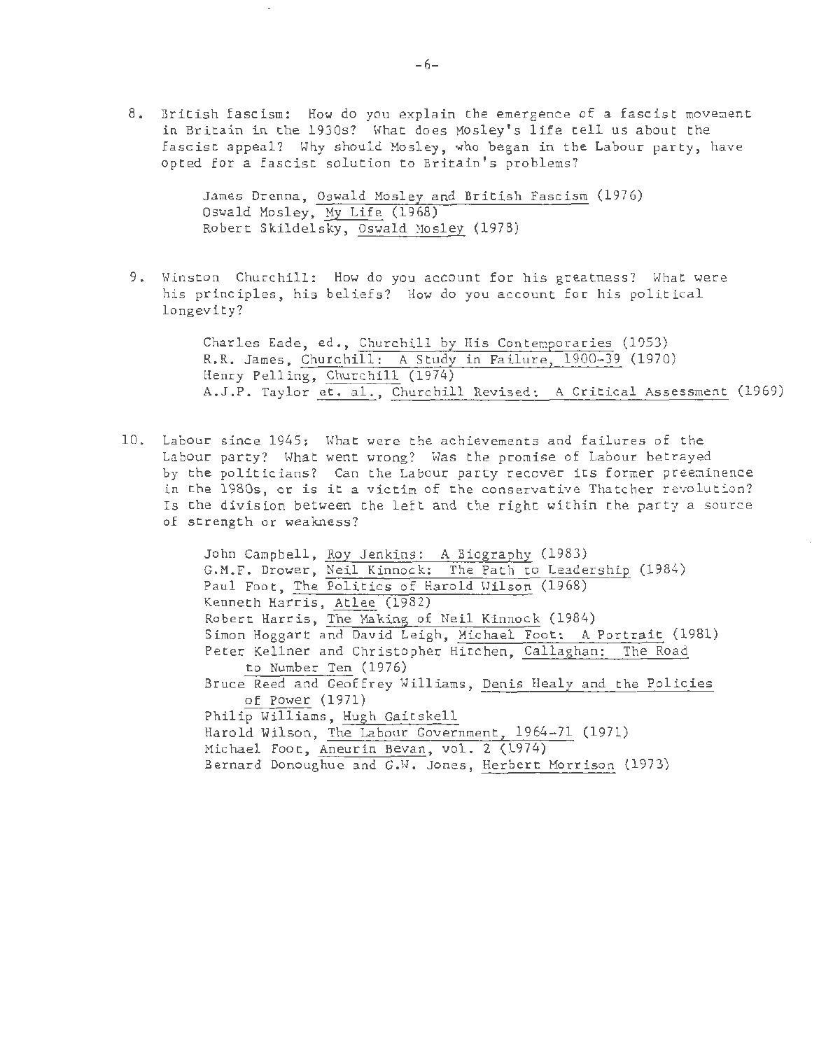8. British fascism: How do you explain the emergence of a fascist movement in Britain in the 1930s? What does Mosley's life tell us about the fascist appeal? Why should Mosley, who began in the Labour party, have opted for a fascist solution to Britain's problems?

   James Drenna, Oswald Mosley and British Fascism (1976)
   Oswald Mosley, My Life (1968)
   Robert Skildelsky, Oswald Mosley (1978)

9. Winston Churchill: How do you account for his greatness? What were his principles, his beliefs? How do you account for his political longevity?

   Charles Eade, ed., Churchill by His Contemporaries (1953)
   R.R. James, Churchill: A Study in Failure, 1900-39 (1970)
   Henry Pelling, Churchill (1974)
   A.J.P. Taylor et. al., Churchill Revised: A Critical Assessment (1969)

10. Labour since 1945: What were the achievements and failures of the Labour party? What went wrong? Was the promise of Labour betrayed by the politicians? Can the Labour party recover its former preeminence in the 1980s, or is it a victim of the conservative Thatcher revolution? Is the division between the left and the right within the party a source of strength or weakness?

    John Campbell, Roy Jenkins: A Biography (1983)
    G.M.F. Drower, Neil Kinnock: The Path to Leadership (1984)
    Paul Foot, The Politics of Harold Wilson (1968)
    Kenneth Harris, Atlee (1982)
    Robert Harris, The Making of Neil Kinnock (1984)
    Simon Hoggart and David Leigh, Michael Foot: A Portrait (1981)
    Peter Kellner and Christopher Hitchen, Callaghan: The Road to Number Ten (1976)
    Bruce Reed and Geoffrey Williams, Denis Healy and the Policies of Power (1971)
    Philip Williams, Hugh Gaitskell
    Harold Wilson, The Labour Government, 1964-71 (1971)
    Michael Foot, Aneurin Bevan, vol. 2 (1974)
    Bernard Donoughue and G.W. Jones, Herbert Morrison (1973)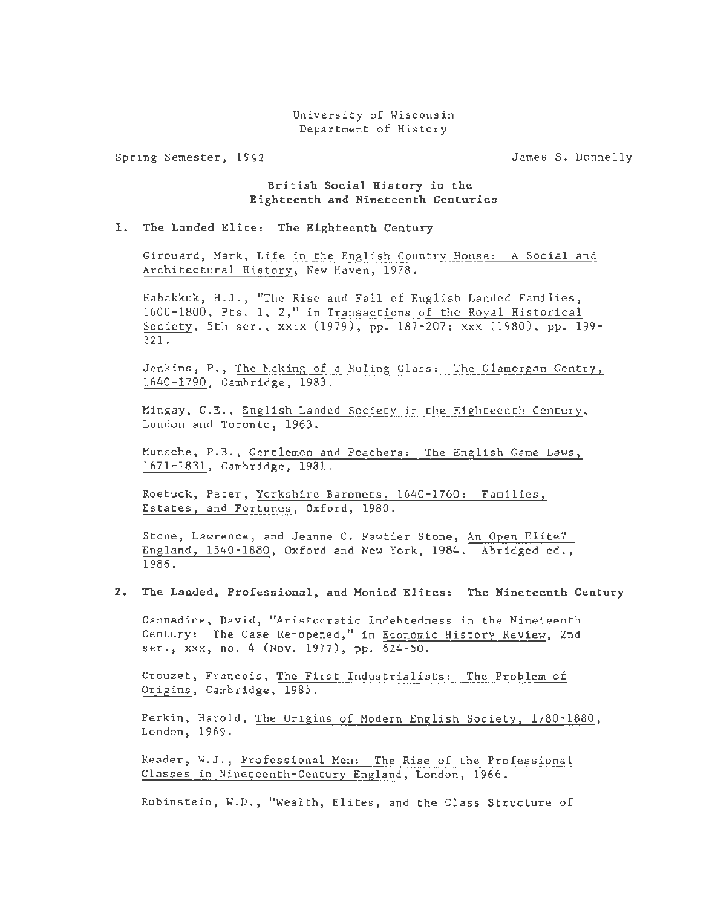University of Wisconsin
Department of History

Spring Semester, 1992 James S. Donnelly

## British Social History in the Eighteenth and Nineteenth Centuries

### 1. The Landed Elite: The Eighteenth Century

Girouard, Mark, Life in the English Country House: A Social and Architectural History, New Haven, 1978.

Habakkuk, H.J., "The Rise and Fall of English Landed Families, 1600-1800, Pts. 1, 2," in Transactions of the Royal Historical Society, 5th ser., xxix (1979), pp. 187-207; xxx (1980), pp. 199-221.

Jenkins, P., The Making of a Ruling Class: The Glamorgan Gentry, 1640-1790, Cambridge, 1983.

Mingay, G.E., English Landed Society in the Eighteenth Century, London and Toronto, 1963.

Munsche, P.B., Gentlemen and Poachers: The English Game Laws, 1671-1831, Cambridge, 1981.

Roebuck, Peter, Yorkshire Baronets, 1640-1760: Families, Estates, and Fortunes, Oxford, 1980.

Stone, Lawrence, and Jeanne C. Fawtier Stone, An Open Elite? England, 1540-1880, Oxford and New York, 1984. Abridged ed., 1986.

### 2. The Landed, Professional, and Monied Elites: The Nineteenth Century

Cannadine, David, "Aristocratic Indebtedness in the Nineteenth Century: The Case Re-opened," in Economic History Review, 2nd ser., xxx, no. 4 (Nov. 1977), pp. 624-50.

Crouzet, Francois, The First Industrialists: The Problem of Origins, Cambridge, 1985.

Perkin, Harold, The Origins of Modern English Society, 1780-1880, London, 1969.

Reader, W.J., Professional Men: The Rise of the Professional Classes in Nineteenth-Century England, London, 1966.

Rubinstein, W.D., "Wealth, Elites, and the Class Structure of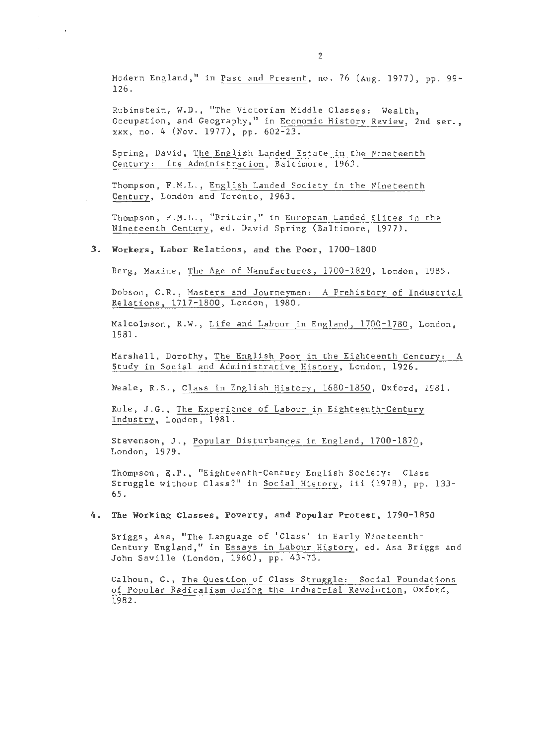Modern England," in Past and Present, no. 76 (Aug. 1977), pp. 99-126.

Rubinstein, W.D., "The Victorian Middle Classes: Wealth, Occupation, and Geography," in Economic History Review, 2nd ser., xxx, no. 4 (Nov. 1977), pp. 602-23.

Spring, David, The English Landed Estate in the Nineteenth Century: Its Administration, Baltimore, 1963.

Thompson, F.M.L., English Landed Society in the Nineteenth Century, London and Toronto, 1963.

Thompson, F.M.L., "Britain," in European Landed Elites in the Nineteenth Century, ed. David Spring (Baltimore, 1977).

**3. Workers, Labor Relations, and the Poor, 1700-1800**

Berg, Maxine, The Age of Manufactures, 1700-1820, London, 1985.

Dobson, C.R., Masters and Journeymen: A Prehistory of Industrial Relations, 1717-1800, London, 1980.

Malcolmson, R.W., Life and Labour in England, 1700-1780, London, 1981.

Marshall, Dorothy, The English Poor in the Eighteenth Century: A Study in Social and Administrative History, London, 1926.

Neale, R.S., Class in English History, 1680-1850, Oxford, 1981.

Rule, J.G., The Experience of Labour in Eighteenth-Century Industry, London, 1981.

Stevenson, J., Popular Disturbances in England, 1700-1870, London, 1979.

Thompson, E.P., "Eighteenth-Century English Society: Class Struggle without Class?" in Social History, iii (1978), pp. 133-65.

**4. The Working Classes, Poverty, and Popular Protest, 1790-1850**

Briggs, Asa, "The Language of 'Class' in Early Nineteenth-Century England," in Essays in Labour History, ed. Asa Briggs and John Saville (London, 1960), pp. 43-73.

Calhoun, C., The Question of Class Struggle: Social Foundations of Popular Radicalism during the Industrial Revolution, Oxford, 1982.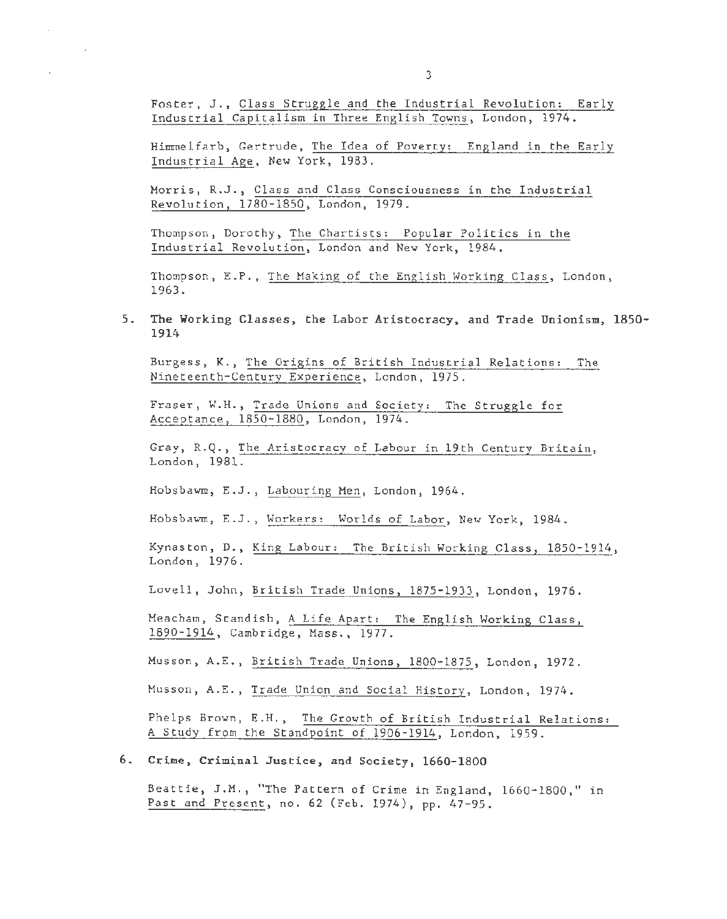Foster, J., Class Struggle and the Industrial Revolution: Early Industrial Capitalism in Three English Towns, London, 1974.

Himmelfarb, Gertrude, The Idea of Poverty: England in the Early Industrial Age, New York, 1983.

Morris, R.J., Class and Class Consciousness in the Industrial Revolution, 1780-1850, London, 1979.

Thompson, Dorothy, The Chartists: Popular Politics in the Industrial Revolution, London and New York, 1984.

Thompson, E.P., The Making of the English Working Class, London, 1963.

5. **The Working Classes, the Labor Aristocracy, and Trade Unionism, 1850-1914**

Burgess, K., The Origins of British Industrial Relations: The Nineteenth-Century Experience, London, 1975.

Fraser, W.H., Trade Unions and Society: The Struggle for Acceptance, 1850-1880, London, 1974.

Gray, R.Q., The Aristocracy of Labour in 19th Century Britain, London, 1981.

Hobsbawm, E.J., Labouring Men, London, 1964.

Hobsbawm, E.J., Workers: Worlds of Labor, New York, 1984.

Kynaston, D., King Labour: The British Working Class, 1850-1914, London, 1976.

Lovell, John, British Trade Unions, 1875-1933, London, 1976.

Meacham, Standish, A Life Apart: The English Working Class, 1890-1914, Cambridge, Mass., 1977.

Musson, A.E., British Trade Unions, 1800-1875, London, 1972.

Musson, A.E., Trade Union and Social History, London, 1974.

Phelps Brown, E.H., The Growth of British Industrial Relations: A Study from the Standpoint of 1906-1914, London, 1959.

6. **Crime, Criminal Justice, and Society, 1660-1800**

Beattie, J.M., "The Pattern of Crime in England, 1660-1800," in Past and Present, no. 62 (Feb. 1974), pp. 47-95.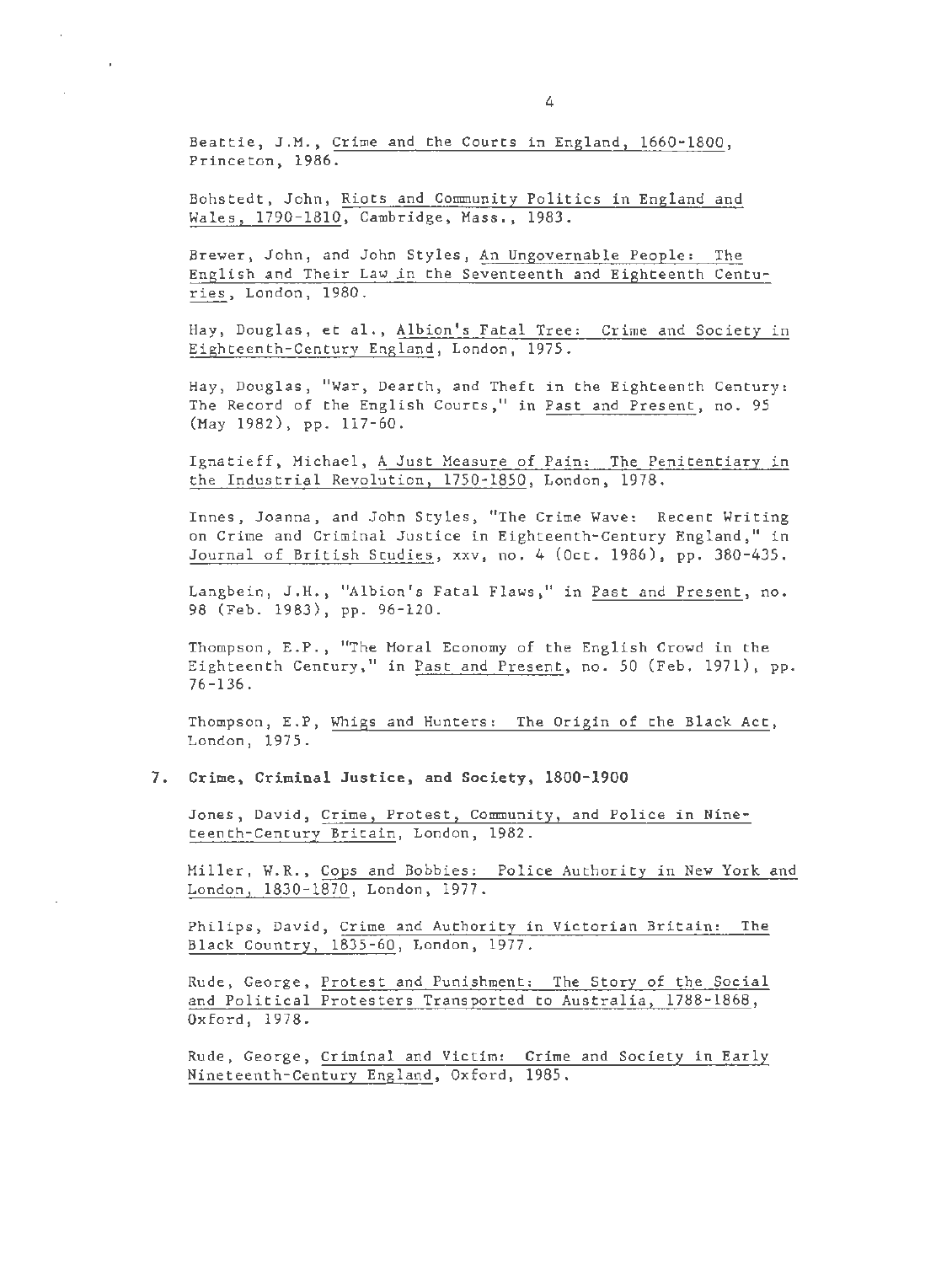Beattie, J.M., Crime and the Courts in England, 1660-1800, Princeton, 1986.

Bohstedt, John, Riots and Community Politics in England and Wales, 1790-1810, Cambridge, Mass., 1983.

Brewer, John, and John Styles, An Ungovernable People: The English and Their Law in the Seventeenth and Eighteenth Centuries, London, 1980.

Hay, Douglas, et al., Albion's Fatal Tree: Crime and Society in Eighteenth-Century England, London, 1975.

Hay, Douglas, "War, Dearth, and Theft in the Eighteenth Century: The Record of the English Courts," in Past and Present, no. 95 (May 1982), pp. 117-60.

Ignatieff, Michael, A Just Measure of Pain: The Penitentiary in the Industrial Revolution, 1750-1850, London, 1978.

Innes, Joanna, and John Styles, "The Crime Wave: Recent Writing on Crime and Criminal Justice in Eighteenth-Century England," in Journal of British Studies, xxv, no. 4 (Oct. 1986), pp. 380-435.

Langbein, J.H., "Albion's Fatal Flaws," in Past and Present, no. 98 (Feb. 1983), pp. 96-120.

Thompson, E.P., "The Moral Economy of the English Crowd in the Eighteenth Century," in Past and Present, no. 50 (Feb. 1971), pp. 76-136.

Thompson, E.P, Whigs and Hunters: The Origin of the Black Act, London, 1975.

## 7. Crime, Criminal Justice, and Society, 1800-1900

Jones, David, Crime, Protest, Community, and Police in Nineteenth-Century Britain, London, 1982.

Miller, W.R., Cops and Bobbies: Police Authority in New York and London, 1830-1870, London, 1977.

Philips, David, Crime and Authority in Victorian Britain: The Black Country, 1835-60, London, 1977.

Rude, George, Protest and Punishment: The Story of the Social and Political Protesters Transported to Australia, 1788-1868, Oxford, 1978.

Rude, George, Criminal and Victim: Crime and Society in Early Nineteenth-Century England, Oxford, 1985.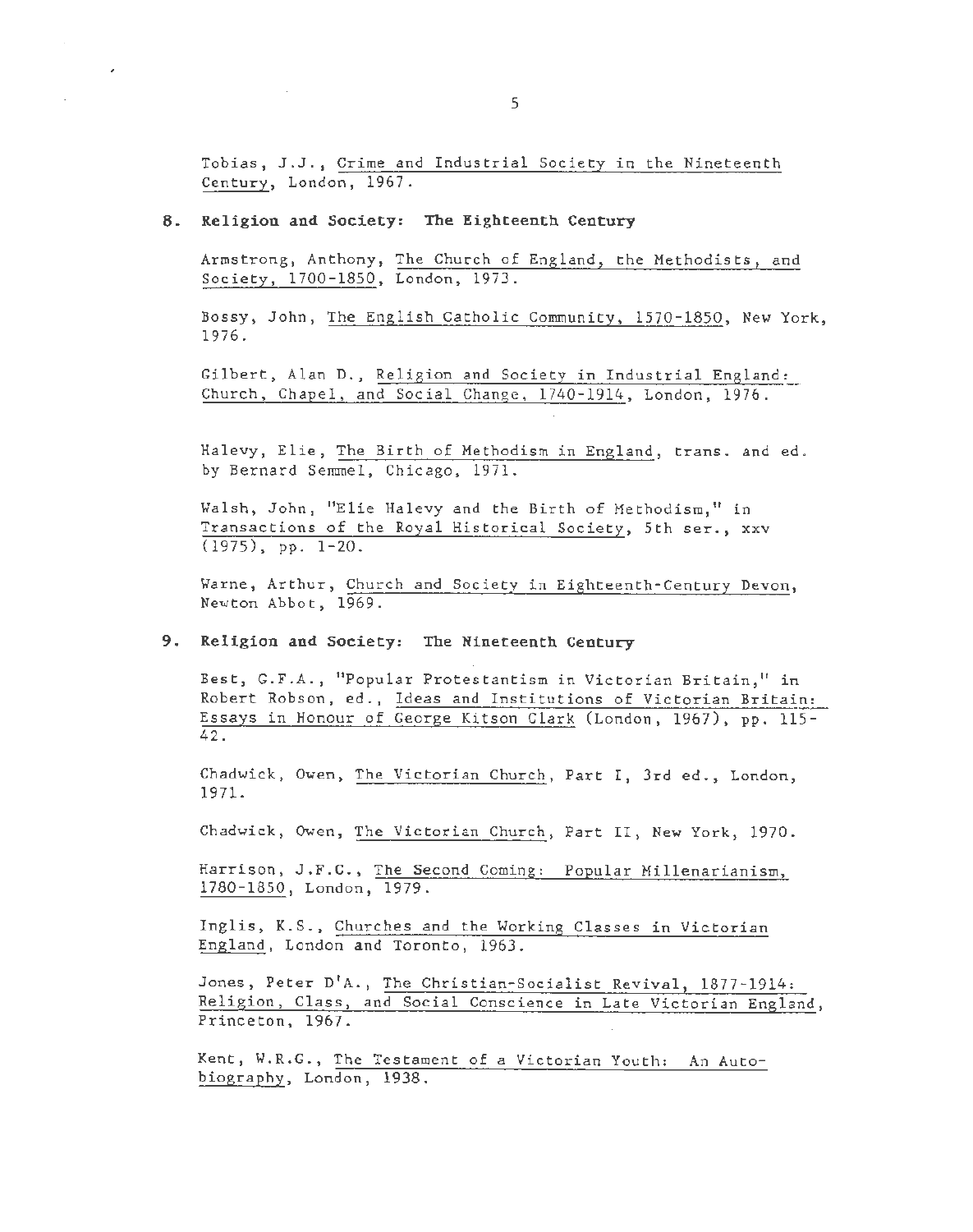Tobias, J.J., *Crime and Industrial Society in the Nineteenth Century*, London, 1967.

## 8. Religion and Society: The Eighteenth Century

Armstrong, Anthony, *The Church of England, the Methodists, and Society, 1700-1850*, London, 1973.

Bossy, John, *The English Catholic Community, 1570-1850*, New York, 1976.

Gilbert, Alan D., *Religion and Society in Industrial England: Church, Chapel, and Social Change, 1740-1914*, London, 1976.

Halevy, Elie, *The Birth of Methodism in England*, trans. and ed. by Bernard Semmel, Chicago, 1971.

Walsh, John, "Elie Halevy and the Birth of Methodism," in *Transactions of the Royal Historical Society*, 5th ser., xxv (1975), pp. 1-20.

Warne, Arthur, *Church and Society in Eighteenth-Century Devon*, Newton Abbot, 1969.

## 9. Religion and Society: The Nineteenth Century

Best, G.F.A., "Popular Protestantism in Victorian Britain," in Robert Robson, ed., *Ideas and Institutions of Victorian Britain: Essays in Honour of George Kitson Clark* (London, 1967), pp. 115-42.

Chadwick, Owen, *The Victorian Church*, Part I, 3rd ed., London, 1971.

Chadwick, Owen, *The Victorian Church*, Part II, New York, 1970.

Harrison, J.F.C., *The Second Coming: Popular Millenarianism, 1780-1850*, London, 1979.

Inglis, K.S., *Churches and the Working Classes in Victorian England*, London and Toronto, 1963.

Jones, Peter D'A., *The Christian-Socialist Revival, 1877-1914: Religion, Class, and Social Conscience in Late Victorian England*, Princeton, 1967.

Kent, W.R.G., *The Testament of a Victorian Youth: An Autobiography*, London, 1938.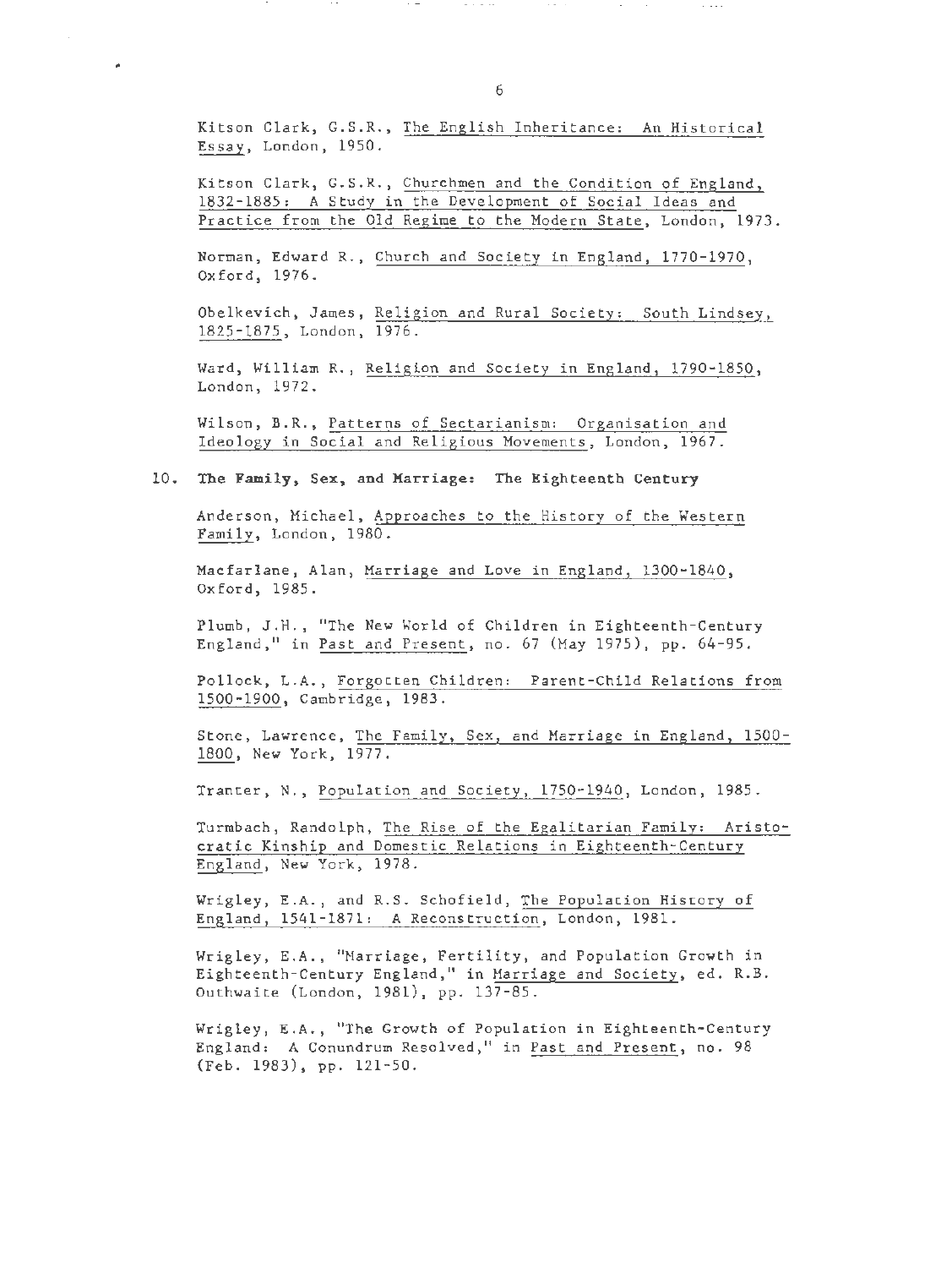Kitson Clark, G.S.R., _The English Inheritance: An Historical Essay_, London, 1950.

Kitson Clark, G.S.R., _Churchmen and the Condition of England, 1832-1885: A Study in the Development of Social Ideas and Practice from the Old Regime to the Modern State_, London, 1973.

Norman, Edward R., _Church and Society in England, 1770-1970_, Oxford, 1976.

Obelkevich, James, _Religion and Rural Society: South Lindsey, 1825-1875_, London, 1976.

Ward, William R., _Religion and Society in England, 1790-1850_, London, 1972.

Wilson, B.R., _Patterns of Sectarianism: Organisation and Ideology in Social and Religious Movements_, London, 1967.

10. **The Family, Sex, and Marriage: The Eighteenth Century**

Anderson, Michael, _Approaches to the History of the Western Family_, London, 1980.

Macfarlane, Alan, _Marriage and Love in England, 1300-1840_, Oxford, 1985.

Plumb, J.H., "The New World of Children in Eighteenth-Century England," in _Past and Present_, no. 67 (May 1975), pp. 64-95.

Pollock, L.A., _Forgotten Children: Parent-Child Relations from 1500-1900_, Cambridge, 1983.

Stone, Lawrence, _The Family, Sex, and Marriage in England, 1500-1800_, New York, 1977.

Tranter, N., _Population and Society, 1750-1940_, London, 1985.

Turmbach, Randolph, _The Rise of the Egalitarian Family: Aristocratic Kinship and Domestic Relations in Eighteenth-Century England_, New York, 1978.

Wrigley, E.A., and R.S. Schofield, _The Population History of England, 1541-1871: A Reconstruction_, London, 1981.

Wrigley, E.A., "Marriage, Fertility, and Population Growth in Eighteenth-Century England," in _Marriage and Society_, ed. R.B. Outhwaite (London, 1981), pp. 137-85.

Wrigley, E.A., "The Growth of Population in Eighteenth-Century England: A Conundrum Resolved," in _Past and Present_, no. 98 (Feb. 1983), pp. 121-50.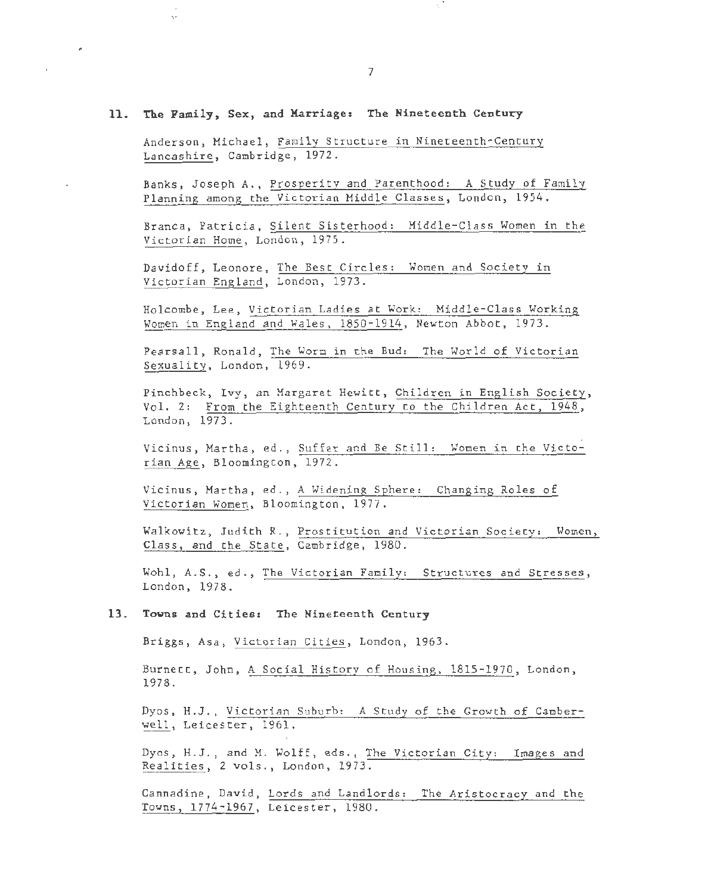## 11. The Family, Sex, and Marriage: The Nineteenth Century

Anderson, Michael, Family Structure in Nineteenth-Century Lancashire, Cambridge, 1972.

Banks, Joseph A., Prosperity and Parenthood: A Study of Family Planning among the Victorian Middle Classes, London, 1954.

Branca, Patricia, Silent Sisterhood: Middle-Class Women in the Victorian Home, London, 1975.

Davidoff, Leonore, The Best Circles: Women and Society in Victorian England, London, 1973.

Holcombe, Lee, Victorian Ladies at Work: Middle-Class Working Women in England and Wales, 1850-1914, Newton Abbot, 1973.

Pearsall, Ronald, The Worm in the Bud: The World of Victorian Sexuality, London, 1969.

Pinchbeck, Ivy, an Margaret Hewitt, Children in English Society, Vol. 2: From the Eighteenth Century to the Children Act, 1948, London, 1973.

Vicinus, Martha, ed., Suffer and Be Still: Women in the Victorian Age, Bloomington, 1972.

Vicinus, Martha, ed., A Widening Sphere: Changing Roles of Victorian Women, Bloomington, 1977.

Walkowitz, Judith R., Prostitution and Victorian Society: Women, Class, and the State, Cambridge, 1980.

Wohl, A.S., ed., The Victorian Family: Structures and Stresses, London, 1978.

## 13. Towns and Cities: The Nineteenth Century

Briggs, Asa, Victorian Cities, London, 1963.

Burnett, John, A Social History of Housing, 1815-1970, London, 1978.

Dyos, H.J., Victorian Suburb: A Study of the Growth of Camberwell, Leicester, 1961.

Dyos, H.J., and M. Wolff, eds., The Victorian City: Images and Realities, 2 vols., London, 1973.

Cannadine, David, Lords and Landlords: The Aristocracy and the Towns, 1774-1967, Leicester, 1980.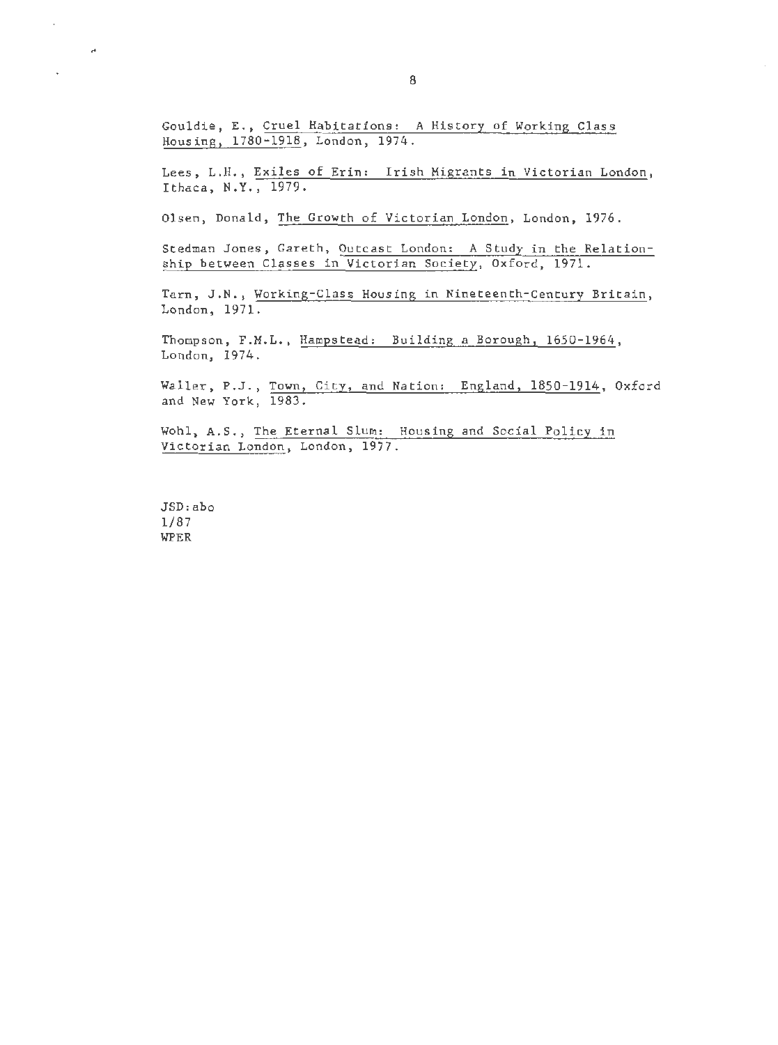Gouldie, E., Cruel Habitations: A History of Working Class Housing, 1780-1918, London, 1974.

Lees, L.H., Exiles of Erin: Irish Migrants in Victorian London, Ithaca, N.Y., 1979.

Olsen, Donald, The Growth of Victorian London, London, 1976.

Stedman Jones, Gareth, Outcast London: A Study in the Relationship between Classes in Victorian Society, Oxford, 1971.

Tarn, J.N., Working-Class Housing in Nineteenth-Century Britain, London, 1971.

Thompson, F.M.L., Hampstead: Building a Borough, 1650-1964, London, 1974.

Waller, P.J., Town, City, and Nation: England, 1850-1914, Oxford and New York, 1983.

Wohl, A.S., The Eternal Slum: Housing and Social Policy in Victorian London, London, 1977.

JSD:abo
1/87
WPER